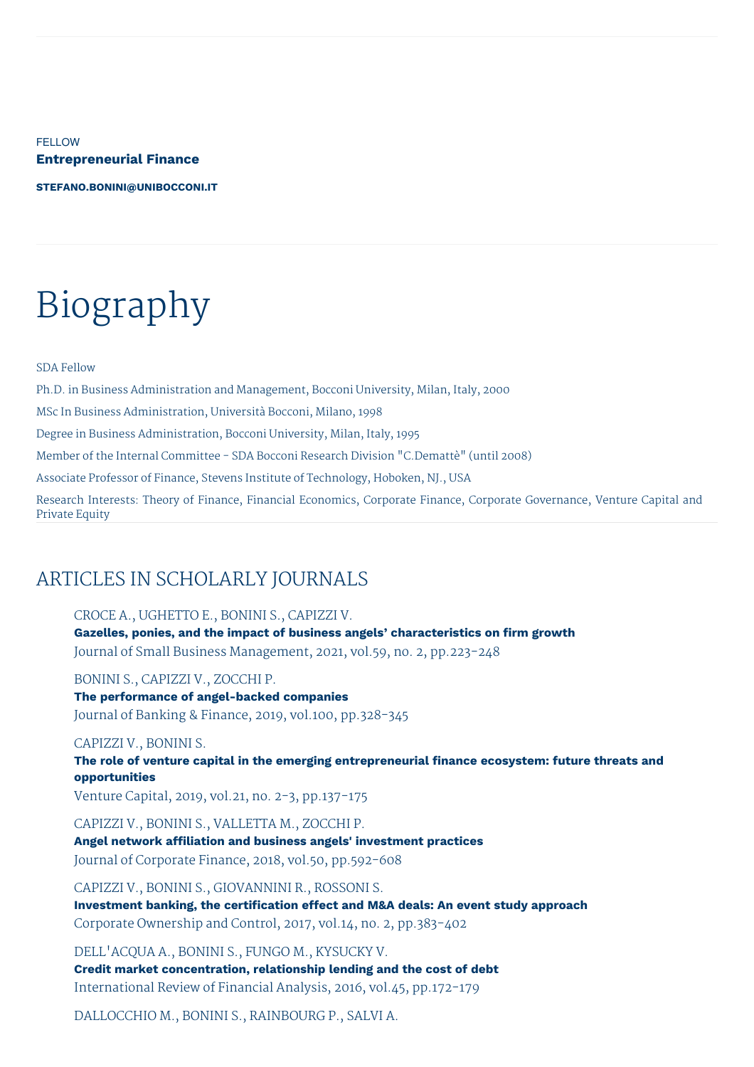FELLOW

**Entrepreneurial Finance**

**STEFANO.BONINI@UNIBOCCONI.IT**

# Biography

SDA Fellow

Ph.D. in Business Administration and Management, Bocconi University, Milan, Italy, 2000

MSc In Business Administration, Università Bocconi, Milano, 1998

Degree in Business Administration, Bocconi University, Milan, Italy, 1995

Member of the Internal Committee - SDA Bocconi Research Division "C.Demattè" (until 2008)

Associate Professor of Finance, Stevens Institute of Technology, Hoboken, NJ., USA

Research Interests: Theory of Finance, Financial Economics, Corporate Finance, Corporate Governance, Venture Capital and Private Equity

## ARTICLES IN SCHOLARLY JOURNALS

CROCE A., UGHETTO E., BONINI S., CAPIZZI V.
**Gazelles, ponies, and the impact of business angels' characteristics on firm growth**
Journal of Small Business Management, 2021, vol.59, no. 2, pp.223-248

BONINI S., CAPIZZI V., ZOCCHI P.
**The performance of angel-backed companies**
Journal of Banking & Finance, 2019, vol.100, pp.328-345

CAPIZZI V., BONINI S.
**The role of venture capital in the emerging entrepreneurial finance ecosystem: future threats and opportunities**
Venture Capital, 2019, vol.21, no. 2-3, pp.137-175

CAPIZZI V., BONINI S., VALLETTA M., ZOCCHI P.
**Angel network affiliation and business angels' investment practices**
Journal of Corporate Finance, 2018, vol.50, pp.592-608

CAPIZZI V., BONINI S., GIOVANNINI R., ROSSONI S.
**Investment banking, the certification effect and M&A deals: An event study approach**
Corporate Ownership and Control, 2017, vol.14, no. 2, pp.383-402

DELL'ACQUA A., BONINI S., FUNGO M., KYSUCKY V.
**Credit market concentration, relationship lending and the cost of debt**
International Review of Financial Analysis, 2016, vol.45, pp.172-179

DALLOCCHIO M., BONINI S., RAINBOURG P., SALVI A.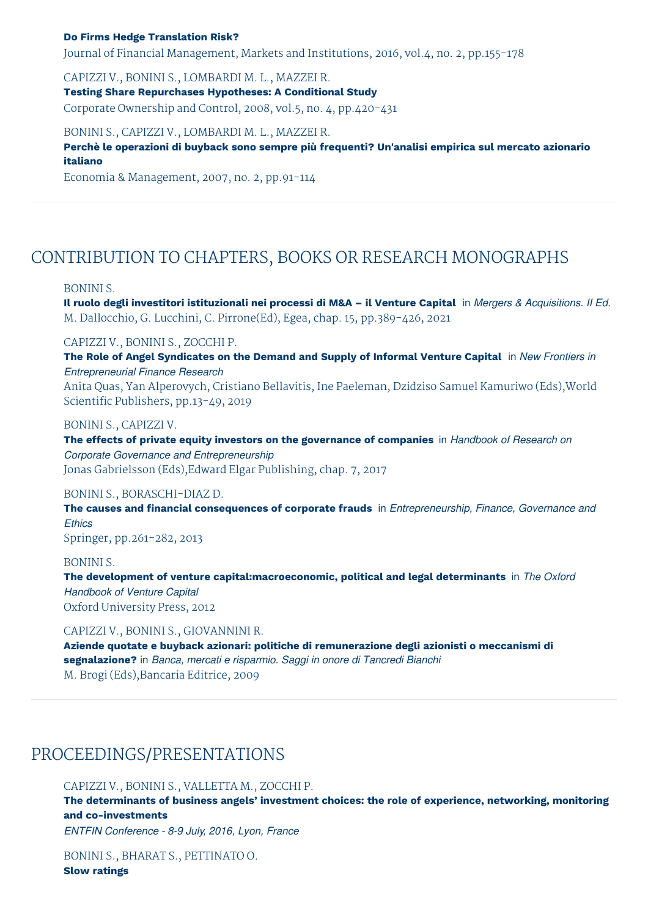**Do Firms Hedge Translation Risk?**
Journal of Financial Management, Markets and Institutions, 2016, vol.4, no. 2, pp.155-178

CAPIZZI V., BONINI S., LOMBARDI M. L., MAZZEI R.
**Testing Share Repurchases Hypotheses: A Conditional Study**
Corporate Ownership and Control, 2008, vol.5, no. 4, pp.420-431

BONINI S., CAPIZZI V., LOMBARDI M. L., MAZZEI R.
**Perchè le operazioni di buyback sono sempre più frequenti? Un'analisi empirica sul mercato azionario italiano**
Economia & Management, 2007, no. 2, pp.91-114

## CONTRIBUTION TO CHAPTERS, BOOKS OR RESEARCH MONOGRAPHS

BONINI S.
**Il ruolo degli investitori istituzionali nei processi di M&A – il Venture Capital** in *Mergers & Acquisitions. II Ed.*
M. Dallocchio, G. Lucchini, C. Pirrone(Ed), Egea, chap. 15, pp.389-426, 2021

CAPIZZI V., BONINI S., ZOCCHI P.
**The Role of Angel Syndicates on the Demand and Supply of Informal Venture Capital** in *New Frontiers in Entrepreneurial Finance Research*
Anita Quas, Yan Alperovych, Cristiano Bellavitis, Ine Paeleman, Dzidziso Samuel Kamuriwo (Eds),World Scientific Publishers, pp.13-49, 2019

BONINI S., CAPIZZI V.
**The effects of private equity investors on the governance of companies** in *Handbook of Research on Corporate Governance and Entrepreneurship*
Jonas Gabrielsson (Eds),Edward Elgar Publishing, chap. 7, 2017

BONINI S., BORASCHI-DIAZ D.
**The causes and financial consequences of corporate frauds** in *Entrepreneurship, Finance, Governance and Ethics*
Springer, pp.261-282, 2013

BONINI S.
**The development of venture capital:macroeconomic, political and legal determinants** in *The Oxford Handbook of Venture Capital*
Oxford University Press, 2012

CAPIZZI V., BONINI S., GIOVANNINI R.
**Aziende quotate e buyback azionari: politiche di remunerazione degli azionisti o meccanismi di segnalazione?** in *Banca, mercati e risparmio. Saggi in onore di Tancredi Bianchi*
M. Brogi (Eds),Bancaria Editrice, 2009

## PROCEEDINGS/PRESENTATIONS

CAPIZZI V., BONINI S., VALLETTA M., ZOCCHI P.
**The determinants of business angels' investment choices: the role of experience, networking, monitoring and co-investments**
*ENTFIN Conference - 8-9 July, 2016, Lyon, France*

BONINI S., BHARAT S., PETTINATO O.
**Slow ratings**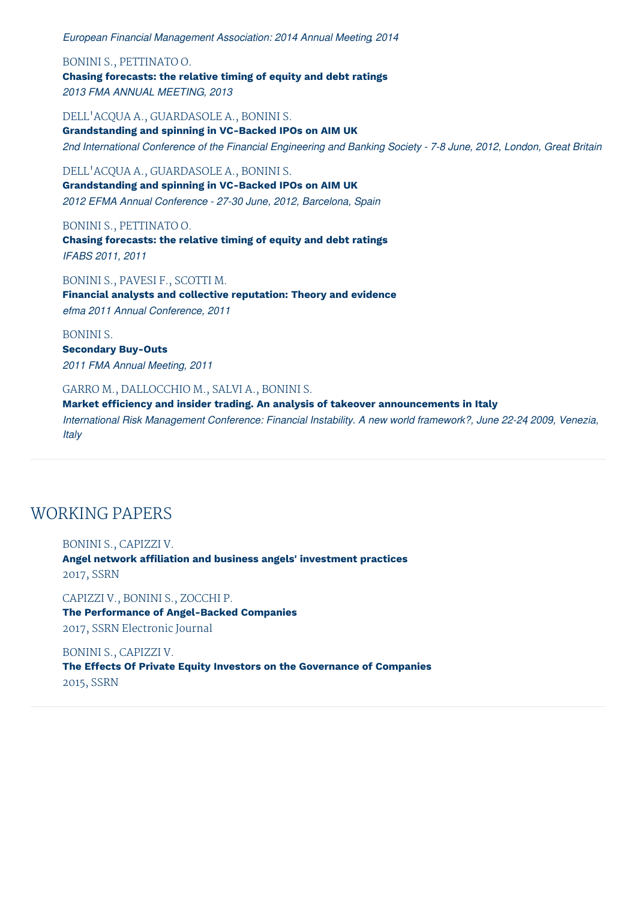*European Financial Management Association: 2014 Annual Meeting, 2014*

BONINI S., PETTINATO O.
**Chasing forecasts: the relative timing of equity and debt ratings**
*2013 FMA ANNUAL MEETING, 2013*

DELL'ACQUA A., GUARDASOLE A., BONINI S.
**Grandstanding and spinning in VC-Backed IPOs on AIM UK**
*2nd International Conference of the Financial Engineering and Banking Society - 7-8 June, 2012, London, Great Britain*

DELL'ACQUA A., GUARDASOLE A., BONINI S.
**Grandstanding and spinning in VC-Backed IPOs on AIM UK**
*2012 EFMA Annual Conference - 27-30 June, 2012, Barcelona, Spain*

BONINI S., PETTINATO O.
**Chasing forecasts: the relative timing of equity and debt ratings**
*IFABS 2011, 2011*

BONINI S., PAVESI F., SCOTTI M.
**Financial analysts and collective reputation: Theory and evidence**
*efma 2011 Annual Conference, 2011*

BONINI S.
**Secondary Buy-Outs**
*2011 FMA Annual Meeting, 2011*

GARRO M., DALLOCCHIO M., SALVI A., BONINI S.
**Market efficiency and insider trading. An analysis of takeover announcements in Italy**
*International Risk Management Conference: Financial Instability. A new world framework?, June 22-24, 2009, Venezia, Italy*

## WORKING PAPERS

BONINI S., CAPIZZI V.
**Angel network affiliation and business angels' investment practices**
2017, SSRN

CAPIZZI V., BONINI S., ZOCCHI P.
**The Performance of Angel-Backed Companies**
2017, SSRN Electronic Journal

BONINI S., CAPIZZI V.
**The Effects Of Private Equity Investors on the Governance of Companies**
2015, SSRN